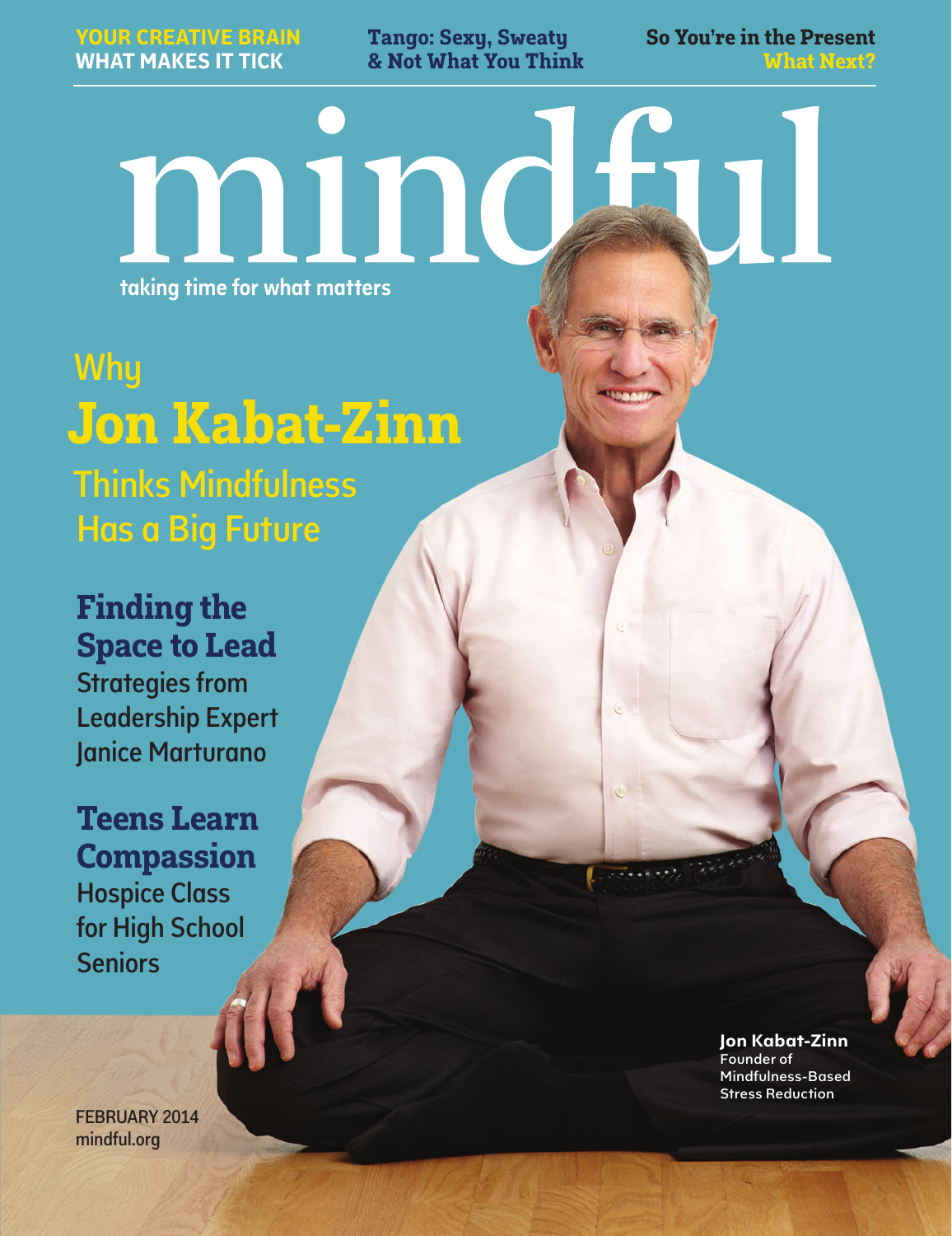**YOUR CREATIVE BRAIN**
**WHAT MAKES IT TICK**

**Tango: Sexy, Sweaty & Not What You Think**

**So You're in the Present**
**What Next?**

# mindful

taking time for what matters

## Why **Jon Kabat-Zinn** Thinks Mindfulness Has a Big Future

## Finding the Space to Lead

Strategies from Leadership Expert Janice Marturano

## Teens Learn Compassion

Hospice Class for High School Seniors

**Jon Kabat-Zinn**
Founder of Mindfulness-Based Stress Reduction

FEBRUARY 2014
mindful.org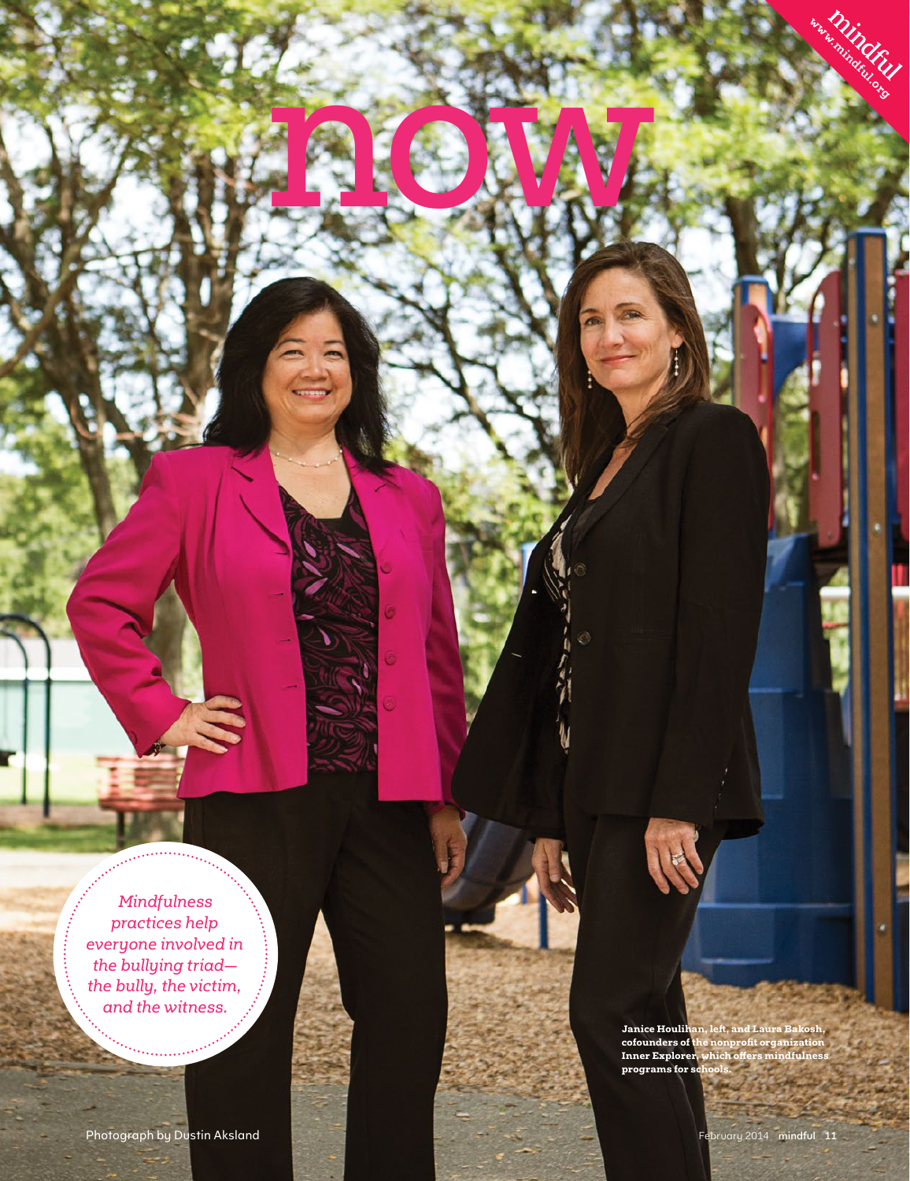# now

*Mindfulness practices help everyone involved in the bullying triad—the bully, the victim, and the witness.*

**Janice Houlihan, left, and Laura Bakosh, cofounders of the nonprofit organization Inner Explorer, which offers mindfulness programs for schools.**

Photograph by Dustin Aksland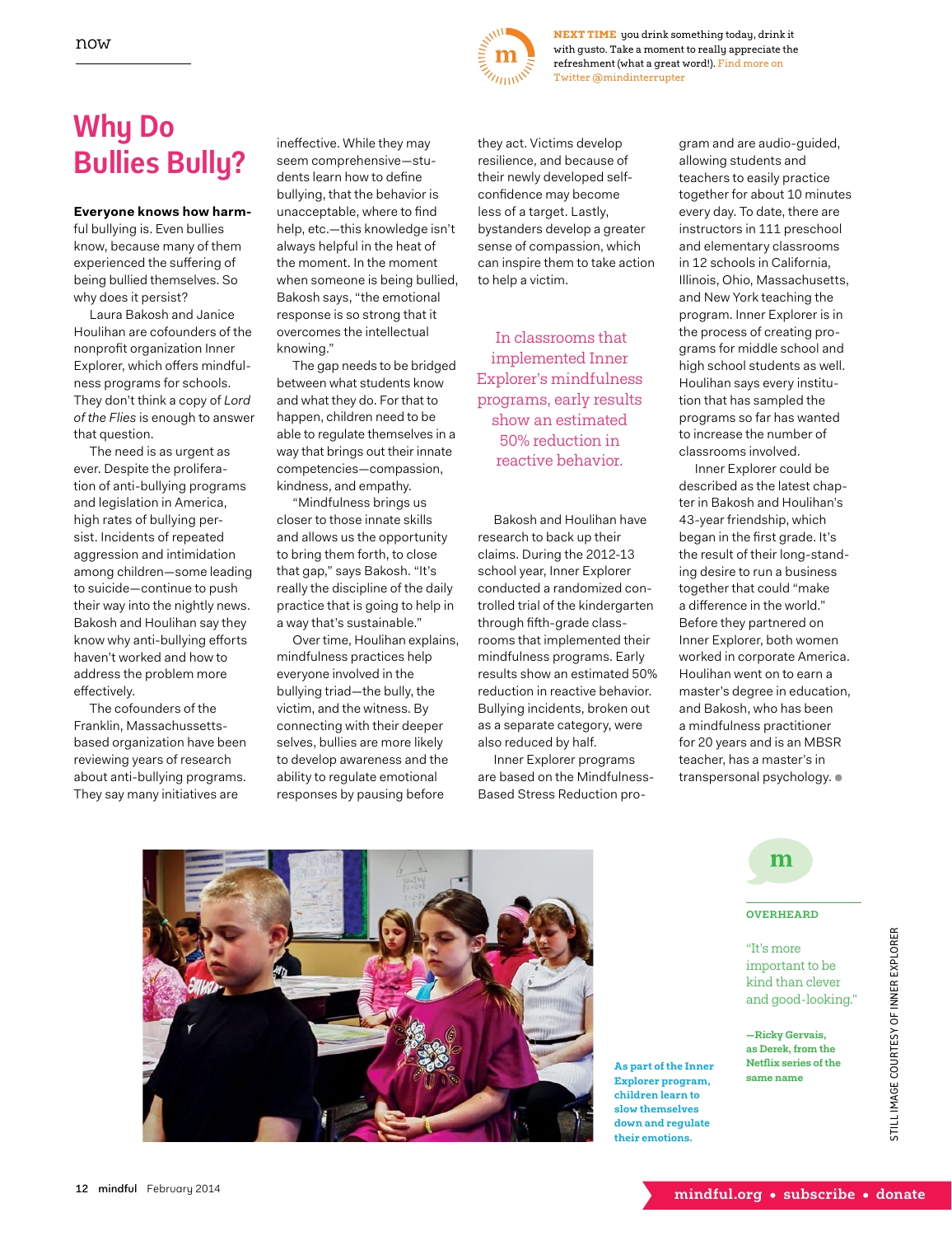NEXT TIME you drink something today, drink it with gusto. Take a moment to really appreciate the refreshment (what a great word!). Find more on Twitter @mindinterrupter

# Why Do Bullies Bully?

**Everyone knows how harmful bullying is.** Even bullies know, because many of them experienced the suffering of being bullied themselves. So why does it persist?

Laura Bakosh and Janice Houlihan are cofounders of the nonprofit organization Inner Explorer, which offers mindfulness programs for schools. They don't think a copy of *Lord of the Flies* is enough to answer that question.

The need is as urgent as ever. Despite the proliferation of anti-bullying programs and legislation in America, high rates of bullying persist. Incidents of repeated aggression and intimidation among children—some leading to suicide—continue to push their way into the nightly news. Bakosh and Houlihan say they know why anti-bullying efforts haven't worked and how to address the problem more effectively.

The cofounders of the Franklin, Massachussetts-based organization have been reviewing years of research about anti-bullying programs. They say many initiatives are ineffective. While they may seem comprehensive—students learn how to define bullying, that the behavior is unacceptable, where to find help, etc.—this knowledge isn't always helpful in the heat of the moment. In the moment when someone is being bullied, Bakosh says, "the emotional response is so strong that it overcomes the intellectual knowing."

The gap needs to be bridged between what students know and what they do. For that to happen, children need to be able to regulate themselves in a way that brings out their innate competencies—compassion, kindness, and empathy.

"Mindfulness brings us closer to those innate skills and allows us the opportunity to bring them forth, to close that gap," says Bakosh. "It's really the discipline of the daily practice that is going to help in a way that's sustainable."

Over time, Houlihan explains, mindfulness practices help everyone involved in the bullying triad—the bully, the victim, and the witness. By connecting with their deeper selves, bullies are more likely to develop awareness and the ability to regulate emotional responses by pausing before they act. Victims develop resilience, and because of their newly developed self-confidence may become less of a target. Lastly, bystanders develop a greater sense of compassion, which can inspire them to take action to help a victim.

> In classrooms that implemented Inner Explorer's mindfulness programs, early results show an estimated 50% reduction in reactive behavior.

Bakosh and Houlihan have research to back up their claims. During the 2012-13 school year, Inner Explorer conducted a randomized controlled trial of the kindergarten through fifth-grade classrooms that implemented their mindfulness programs. Early results show an estimated 50% reduction in reactive behavior. Bullying incidents, broken out as a separate category, were also reduced by half.

Inner Explorer programs are based on the Mindfulness-Based Stress Reduction program and are audio-guided, allowing students and teachers to easily practice together for about 10 minutes every day. To date, there are instructors in 111 preschool and elementary classrooms in 12 schools in California, Illinois, Ohio, Massachusetts, and New York teaching the program. Inner Explorer is in the process of creating programs for middle school and high school students as well. Houlihan says every institution that has sampled the programs so far has wanted to increase the number of classrooms involved.

Inner Explorer could be described as the latest chapter in Bakosh and Houlihan's 43-year friendship, which began in the first grade. It's the result of their long-standing desire to run a business together that could "make a difference in the world." Before they partnered on Inner Explorer, both women worked in corporate America. Houlihan went on to earn a master's degree in education, and Bakosh, who has been a mindfulness practitioner for 20 years and is an MBSR teacher, has a master's in transpersonal psychology.

As part of the Inner Explorer program, children learn to slow themselves down and regulate their emotions.

STILL IMAGE COURTESY OF INNER EXPLORER

**OVERHEARD**

"It's more important to be kind than clever and good-looking."

—Ricky Gervais, as Derek, from the Netflix series of the same name

mindful.org • subscribe • donate